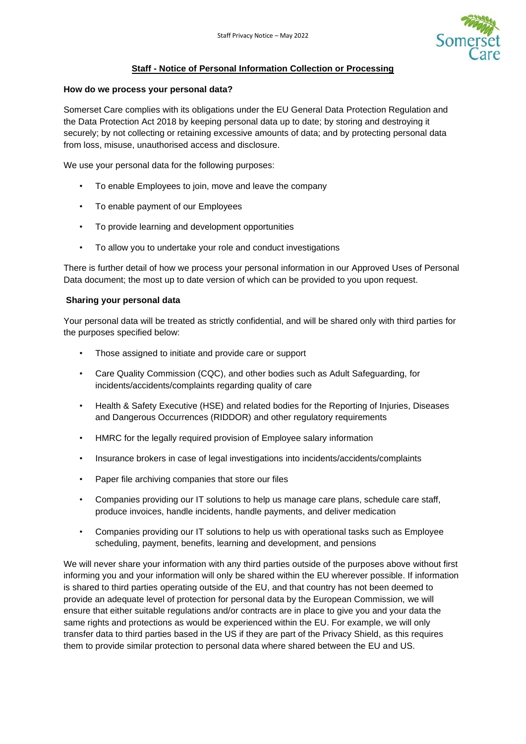# Staff - Notice of Personal Information Collection or Processing

**How do we process your personal data?**

Somerset Care complies with its obligations under the EU General Data Protection Regulation and the Data Protection Act 2018 by keeping personal data up to date; by storing and destroying it securely; by not collecting or retaining excessive amounts of data; and by protecting personal data from loss, misuse, unauthorised access and disclosure.

We use your personal data for the following purposes:

- To enable Employees to join, move and leave the company
- To enable payment of our Employees
- To provide learning and development opportunities
- To allow you to undertake your role and conduct investigations

There is further detail of how we process your personal information in our Approved Uses of Personal Data document; the most up to date version of which can be provided to you upon request.

**Sharing your personal data**

Your personal data will be treated as strictly confidential, and will be shared only with third parties for the purposes specified below:

- Those assigned to initiate and provide care or support
- Care Quality Commission (CQC), and other bodies such as Adult Safeguarding, for incidents/accidents/complaints regarding quality of care
- Health & Safety Executive (HSE) and related bodies for the Reporting of Injuries, Diseases and Dangerous Occurrences (RIDDOR) and other regulatory requirements
- HMRC for the legally required provision of Employee salary information
- Insurance brokers in case of legal investigations into incidents/accidents/complaints
- Paper file archiving companies that store our files
- Companies providing our IT solutions to help us manage care plans, schedule care staff, produce invoices, handle incidents, handle payments, and deliver medication
- Companies providing our IT solutions to help us with operational tasks such as Employee scheduling, payment, benefits, learning and development, and pensions

We will never share your information with any third parties outside of the purposes above without first informing you and your information will only be shared within the EU wherever possible. If information is shared to third parties operating outside of the EU, and that country has not been deemed to provide an adequate level of protection for personal data by the European Commission, we will ensure that either suitable regulations and/or contracts are in place to give you and your data the same rights and protections as would be experienced within the EU. For example, we will only transfer data to third parties based in the US if they are part of the Privacy Shield, as this requires them to provide similar protection to personal data where shared between the EU and US.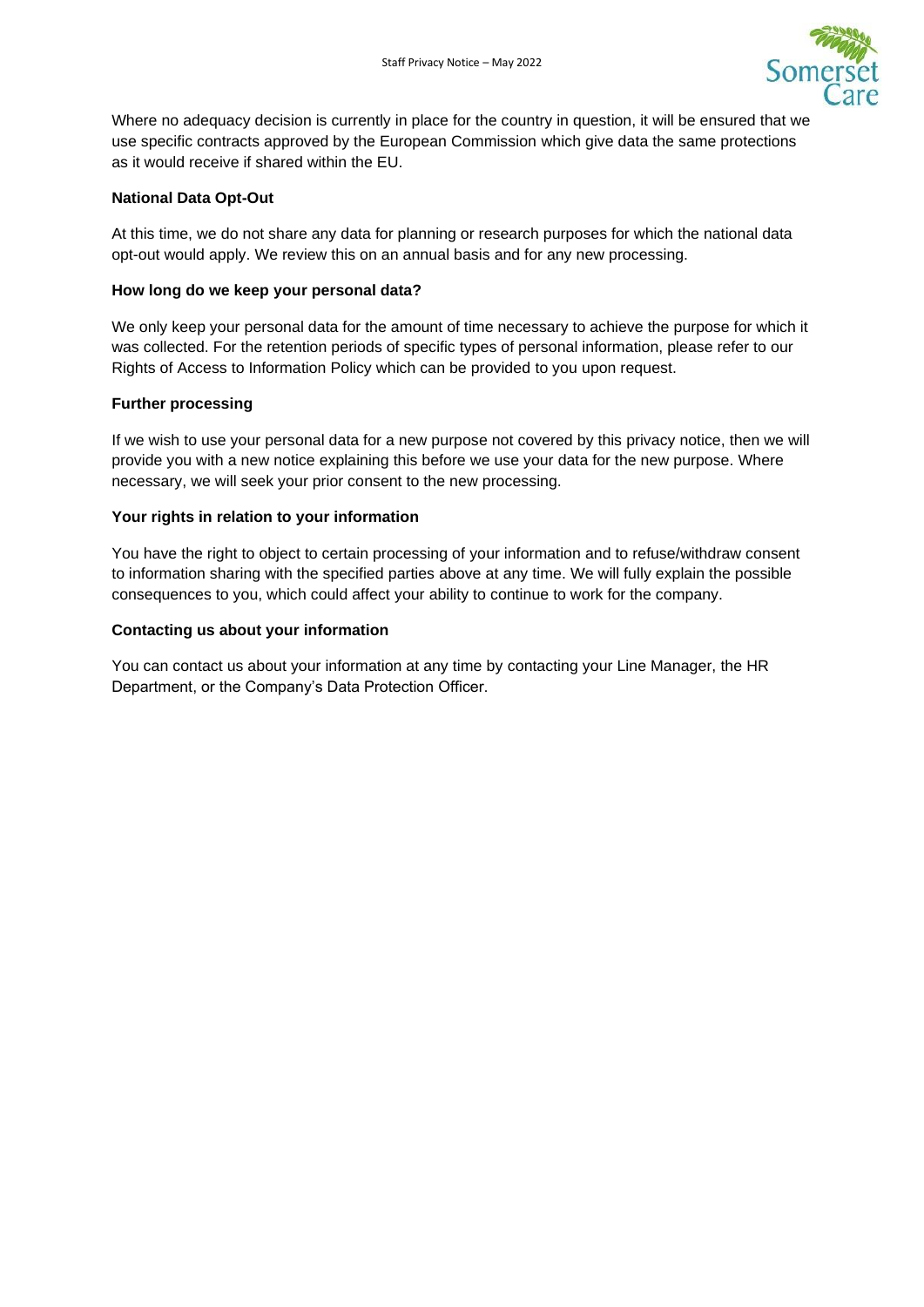Where no adequacy decision is currently in place for the country in question, it will be ensured that we use specific contracts approved by the European Commission which give data the same protections as it would receive if shared within the EU.

**National Data Opt-Out**

At this time, we do not share any data for planning or research purposes for which the national data opt-out would apply. We review this on an annual basis and for any new processing.

**How long do we keep your personal data?**

We only keep your personal data for the amount of time necessary to achieve the purpose for which it was collected. For the retention periods of specific types of personal information, please refer to our Rights of Access to Information Policy which can be provided to you upon request.

**Further processing**

If we wish to use your personal data for a new purpose not covered by this privacy notice, then we will provide you with a new notice explaining this before we use your data for the new purpose. Where necessary, we will seek your prior consent to the new processing.

**Your rights in relation to your information**

You have the right to object to certain processing of your information and to refuse/withdraw consent to information sharing with the specified parties above at any time. We will fully explain the possible consequences to you, which could affect your ability to continue to work for the company.

**Contacting us about your information**

You can contact us about your information at any time by contacting your Line Manager, the HR Department, or the Company's Data Protection Officer.